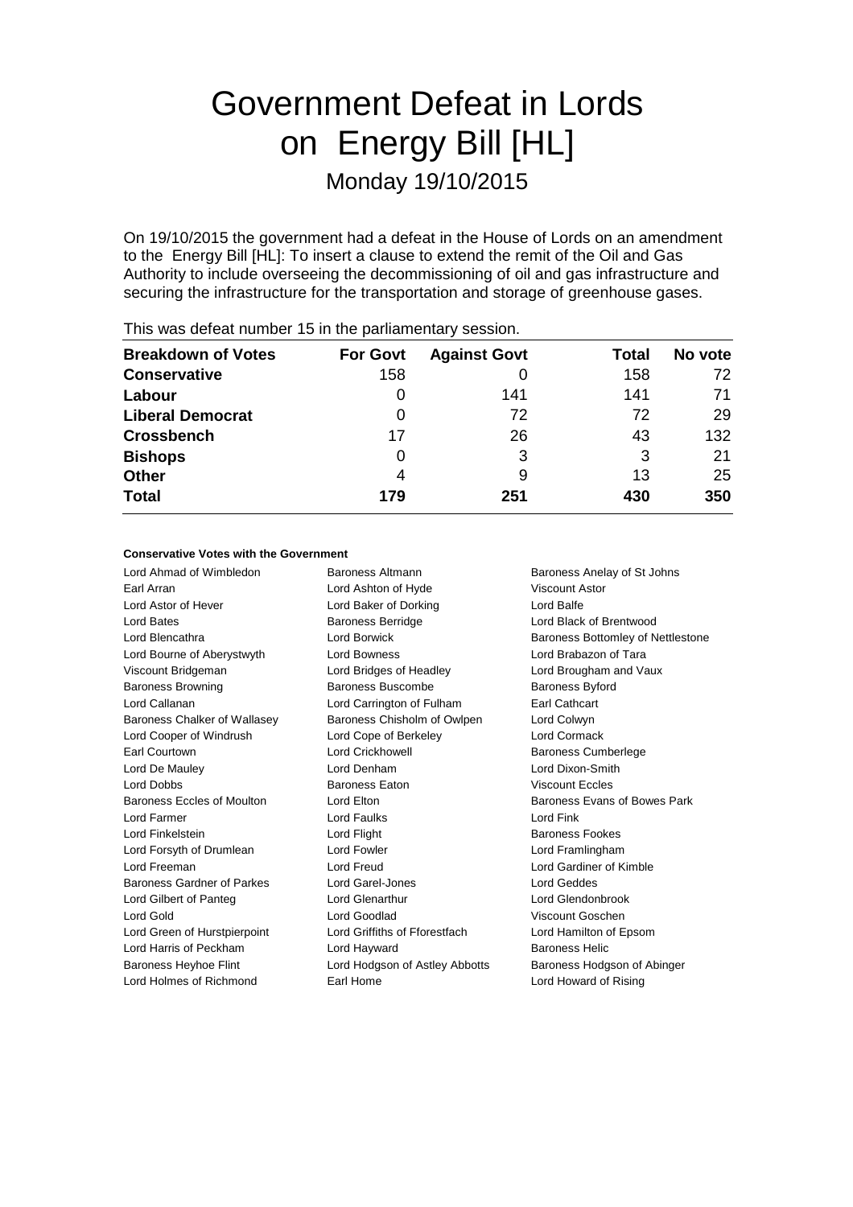# Government Defeat in Lords on Energy Bill [HL]

Monday 19/10/2015

On 19/10/2015 the government had a defeat in the House of Lords on an amendment to the Energy Bill [HL]: To insert a clause to extend the remit of the Oil and Gas Authority to include overseeing the decommissioning of oil and gas infrastructure and securing the infrastructure for the transportation and storage of greenhouse gases.

This was defeat number 15 in the parliamentary session.

| Breakdown of Votes | For Govt | Against Govt | Total | No vote |
|---|---|---|---|---|
| **Conservative** | 158 | 0 | 158 | 72 |
| **Labour** | 0 | 141 | 141 | 71 |
| **Liberal Democrat** | 0 | 72 | 72 | 29 |
| **Crossbench** | 17 | 26 | 43 | 132 |
| **Bishops** | 0 | 3 | 3 | 21 |
| **Other** | 4 | 9 | 13 | 25 |
| **Total** | **179** | **251** | **430** | **350** |

#### Conservative Votes with the Government

Lord Ahmad of Wimbledon
Baroness Altmann
Baroness Anelay of St Johns
Earl Arran
Lord Ashton of Hyde
Viscount Astor
Lord Astor of Hever
Lord Baker of Dorking
Lord Balfe
Lord Bates
Baroness Berridge
Lord Black of Brentwood
Lord Blencathra
Lord Borwick
Baroness Bottomley of Nettlestone
Lord Bourne of Aberystwyth
Lord Bowness
Lord Brabazon of Tara
Viscount Bridgeman
Lord Bridges of Headley
Lord Brougham and Vaux
Baroness Browning
Baroness Buscombe
Baroness Byford
Lord Callanan
Lord Carrington of Fulham
Earl Cathcart
Baroness Chalker of Wallasey
Baroness Chisholm of Owlpen
Lord Colwyn
Lord Cooper of Windrush
Lord Cope of Berkeley
Lord Cormack
Earl Courtown
Lord Crickhowell
Baroness Cumberlege
Lord De Mauley
Lord Denham
Lord Dixon-Smith
Lord Dobbs
Baroness Eaton
Viscount Eccles
Baroness Eccles of Moulton
Lord Elton
Baroness Evans of Bowes Park
Lord Farmer
Lord Faulks
Lord Fink
Lord Finkelstein
Lord Flight
Baroness Fookes
Lord Forsyth of Drumlean
Lord Fowler
Lord Framlingham
Lord Freeman
Lord Freud
Lord Gardiner of Kimble
Baroness Gardner of Parkes
Lord Garel-Jones
Lord Geddes
Lord Gilbert of Panteg
Lord Glenarthur
Lord Glendonbrook
Lord Gold
Lord Goodlad
Viscount Goschen
Lord Green of Hurstpierpoint
Lord Griffiths of Fforestfach
Lord Hamilton of Epsom
Lord Harris of Peckham
Lord Hayward
Baroness Helic
Baroness Heyhoe Flint
Lord Hodgson of Astley Abbotts
Baroness Hodgson of Abinger
Lord Holmes of Richmond
Earl Home
Lord Howard of Rising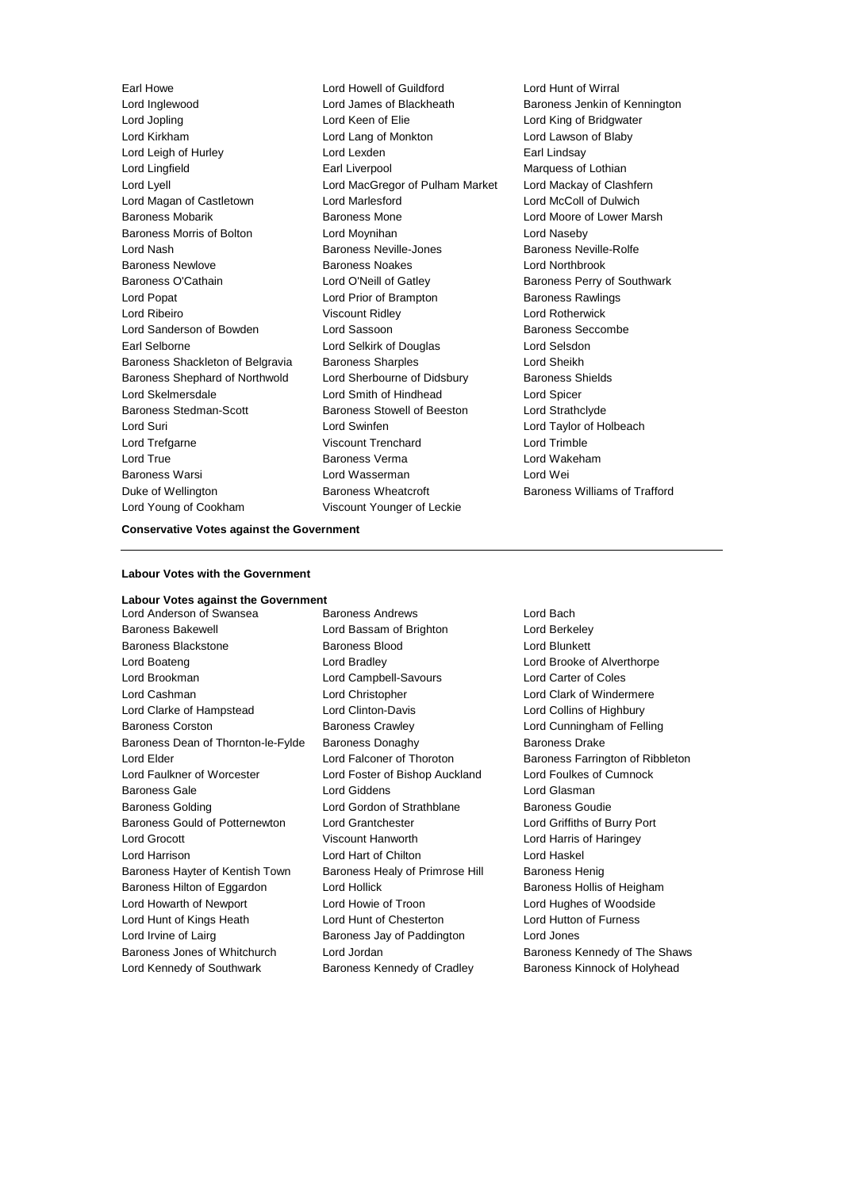Earl Howe
Lord Howell of Guildford
Lord Hunt of Wirral
Lord Inglewood
Lord James of Blackheath
Baroness Jenkin of Kennington
Lord Jopling
Lord Keen of Elie
Lord King of Bridgwater
Lord Kirkham
Lord Lang of Monkton
Lord Lawson of Blaby
Lord Leigh of Hurley
Lord Lexden
Earl Lindsay
Lord Lingfield
Earl Liverpool
Marquess of Lothian
Lord Lyell
Lord MacGregor of Pulham Market
Lord Mackay of Clashfern
Lord Magan of Castletown
Lord Marlesford
Lord McColl of Dulwich
Baroness Mobarik
Baroness Mone
Lord Moore of Lower Marsh
Baroness Morris of Bolton
Lord Moynihan
Lord Naseby
Lord Nash
Baroness Neville-Jones
Baroness Neville-Rolfe
Baroness Newlove
Baroness Noakes
Lord Northbrook
Baroness O'Cathain
Lord O'Neill of Gatley
Baroness Perry of Southwark
Lord Popat
Lord Prior of Brampton
Baroness Rawlings
Lord Ribeiro
Viscount Ridley
Lord Rotherwick
Lord Sanderson of Bowden
Lord Sassoon
Baroness Seccombe
Earl Selborne
Lord Selkirk of Douglas
Lord Selsdon
Baroness Shackleton of Belgravia
Baroness Sharples
Lord Sheikh
Baroness Shephard of Northwold
Lord Sherbourne of Didsbury
Baroness Shields
Lord Skelmersdale
Lord Smith of Hindhead
Lord Spicer
Baroness Stedman-Scott
Baroness Stowell of Beeston
Lord Strathclyde
Lord Suri
Lord Swinfen
Lord Taylor of Holbeach
Lord Trefgarne
Viscount Trenchard
Lord Trimble
Lord True
Baroness Verma
Lord Wakeham
Baroness Warsi
Lord Wasserman
Lord Wei
Duke of Wellington
Baroness Wheatcroft
Baroness Williams of Trafford
Lord Young of Cookham
Viscount Younger of Leckie

**Conservative Votes against the Government**

---

**Labour Votes with the Government**

**Labour Votes against the Government**

Lord Anderson of Swansea
Baroness Andrews
Lord Bach
Baroness Bakewell
Lord Bassam of Brighton
Lord Berkeley
Baroness Blackstone
Baroness Blood
Lord Blunkett
Lord Boateng
Lord Bradley
Lord Brooke of Alverthorpe
Lord Brookman
Lord Campbell-Savours
Lord Carter of Coles
Lord Cashman
Lord Christopher
Lord Clark of Windermere
Lord Clarke of Hampstead
Lord Clinton-Davis
Lord Collins of Highbury
Baroness Corston
Baroness Crawley
Lord Cunningham of Felling
Baroness Dean of Thornton-le-Fylde
Baroness Donaghy
Baroness Drake
Lord Elder
Lord Falconer of Thoroton
Baroness Farrington of Ribbleton
Lord Faulkner of Worcester
Lord Foster of Bishop Auckland
Lord Foulkes of Cumnock
Baroness Gale
Lord Giddens
Lord Glasman
Baroness Golding
Lord Gordon of Strathblane
Baroness Goudie
Baroness Gould of Potternewton
Lord Grantchester
Lord Griffiths of Burry Port
Lord Grocott
Viscount Hanworth
Lord Harris of Haringey
Lord Harrison
Lord Hart of Chilton
Lord Haskel
Baroness Hayter of Kentish Town
Baroness Healy of Primrose Hill
Baroness Henig
Baroness Hilton of Eggardon
Lord Hollick
Baroness Hollis of Heigham
Lord Howarth of Newport
Lord Howie of Troon
Lord Hughes of Woodside
Lord Hunt of Kings Heath
Lord Hunt of Chesterton
Lord Hutton of Furness
Lord Irvine of Lairg
Baroness Jay of Paddington
Lord Jones
Baroness Jones of Whitchurch
Lord Jordan
Baroness Kennedy of The Shaws
Lord Kennedy of Southwark
Baroness Kennedy of Cradley
Baroness Kinnock of Holyhead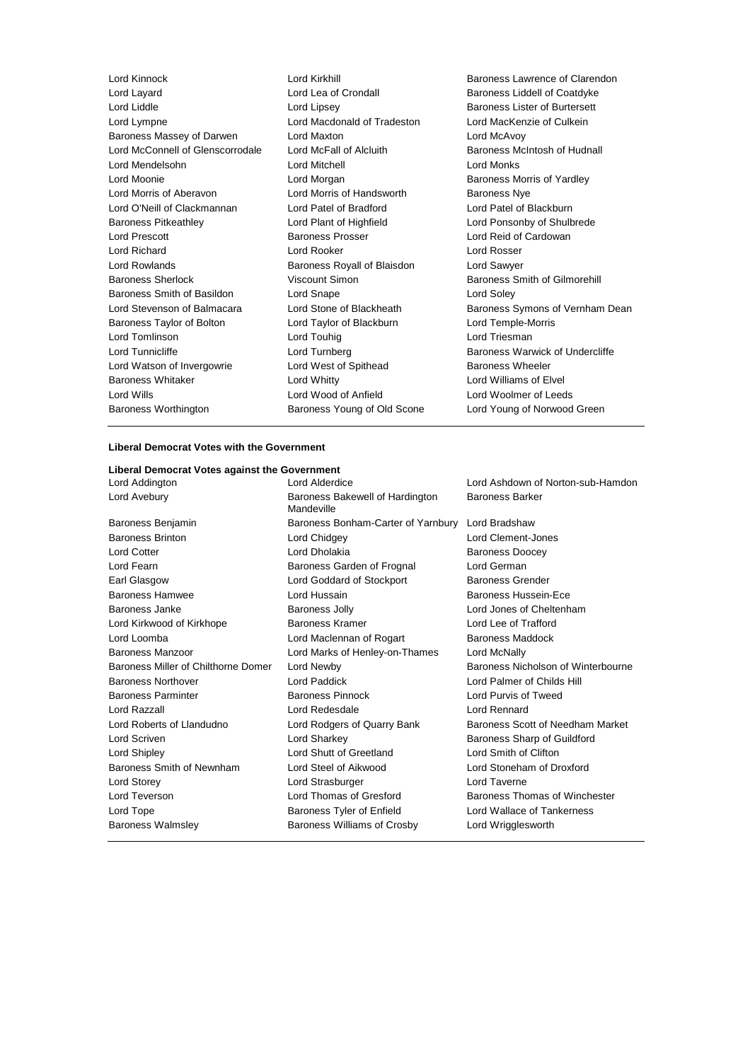| | | |
|---|---|---|
| Lord Kinnock | Lord Kirkhill | Baroness Lawrence of Clarendon |
| Lord Layard | Lord Lea of Crondall | Baroness Liddell of Coatdyke |
| Lord Liddle | Lord Lipsey | Baroness Lister of Burtersett |
| Lord Lympne | Lord Macdonald of Tradeston | Lord MacKenzie of Culkein |
| Baroness Massey of Darwen | Lord Maxton | Lord McAvoy |
| Lord McConnell of Glenscorrodale | Lord McFall of Alcluith | Baroness McIntosh of Hudnall |
| Lord Mendelsohn | Lord Mitchell | Lord Monks |
| Lord Moonie | Lord Morgan | Baroness Morris of Yardley |
| Lord Morris of Aberavon | Lord Morris of Handsworth | Baroness Nye |
| Lord O'Neill of Clackmannan | Lord Patel of Bradford | Lord Patel of Blackburn |
| Baroness Pitkeathley | Lord Plant of Highfield | Lord Ponsonby of Shulbrede |
| Lord Prescott | Baroness Prosser | Lord Reid of Cardowan |
| Lord Richard | Lord Rooker | Lord Rosser |
| Lord Rowlands | Baroness Royall of Blaisdon | Lord Sawyer |
| Baroness Sherlock | Viscount Simon | Baroness Smith of Gilmorehill |
| Baroness Smith of Basildon | Lord Snape | Lord Soley |
| Lord Stevenson of Balmacara | Lord Stone of Blackheath | Baroness Symons of Vernham Dean |
| Baroness Taylor of Bolton | Lord Taylor of Blackburn | Lord Temple-Morris |
| Lord Tomlinson | Lord Touhig | Lord Triesman |
| Lord Tunnicliffe | Lord Turnberg | Baroness Warwick of Undercliffe |
| Lord Watson of Invergowrie | Lord West of Spithead | Baroness Wheeler |
| Baroness Whitaker | Lord Whitty | Lord Williams of Elvel |
| Lord Wills | Lord Wood of Anfield | Lord Woolmer of Leeds |
| Baroness Worthington | Baroness Young of Old Scone | Lord Young of Norwood Green |

**Liberal Democrat Votes with the Government**

**Liberal Democrat Votes against the Government**

| | | |
|---|---|---|
| Lord Addington | Lord Alderdice | Lord Ashdown of Norton-sub-Hamdon |
| Lord Avebury | Baroness Bakewell of Hardington Mandeville | Baroness Barker |
| Baroness Benjamin | Baroness Bonham-Carter of Yarnbury | Lord Bradshaw |
| Baroness Brinton | Lord Chidgey | Lord Clement-Jones |
| Lord Cotter | Lord Dholakia | Baroness Doocey |
| Lord Fearn | Baroness Garden of Frognal | Lord German |
| Earl Glasgow | Lord Goddard of Stockport | Baroness Grender |
| Baroness Hamwee | Lord Hussain | Baroness Hussein-Ece |
| Baroness Janke | Baroness Jolly | Lord Jones of Cheltenham |
| Lord Kirkwood of Kirkhope | Baroness Kramer | Lord Lee of Trafford |
| Lord Loomba | Lord Maclennan of Rogart | Baroness Maddock |
| Baroness Manzoor | Lord Marks of Henley-on-Thames | Lord McNally |
| Baroness Miller of Chilthorne Domer | Lord Newby | Baroness Nicholson of Winterbourne |
| Baroness Northover | Lord Paddick | Lord Palmer of Childs Hill |
| Baroness Parminter | Baroness Pinnock | Lord Purvis of Tweed |
| Lord Razzall | Lord Redesdale | Lord Rennard |
| Lord Roberts of Llandudno | Lord Rodgers of Quarry Bank | Baroness Scott of Needham Market |
| Lord Scriven | Lord Sharkey | Baroness Sharp of Guildford |
| Lord Shipley | Lord Shutt of Greetland | Lord Smith of Clifton |
| Baroness Smith of Newnham | Lord Steel of Aikwood | Lord Stoneham of Droxford |
| Lord Storey | Lord Strasburger | Lord Taverne |
| Lord Teverson | Lord Thomas of Gresford | Baroness Thomas of Winchester |
| Lord Tope | Baroness Tyler of Enfield | Lord Wallace of Tankerness |
| Baroness Walmsley | Baroness Williams of Crosby | Lord Wrigglesworth |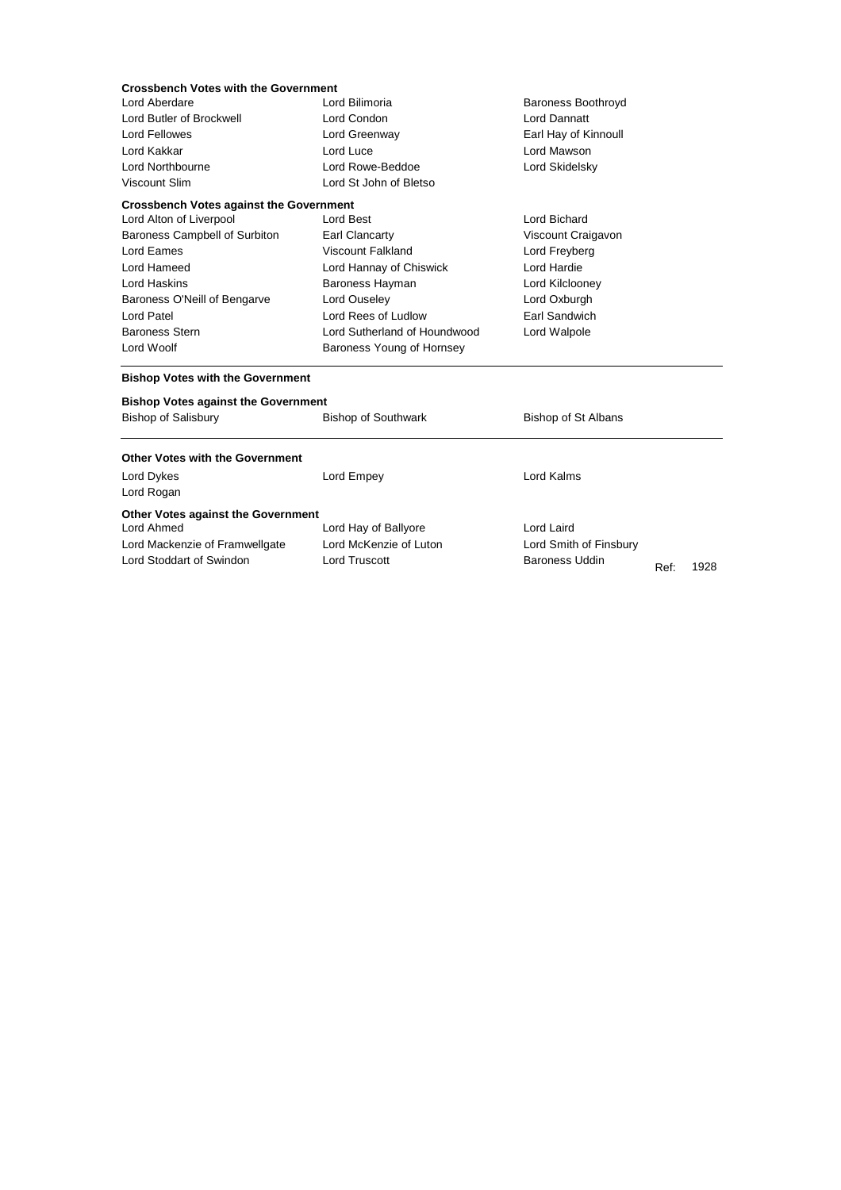**Crossbench Votes with the Government**

| | | |
|---|---|---|
| Lord Aberdare | Lord Bilimoria | Baroness Boothroyd |
| Lord Butler of Brockwell | Lord Condon | Lord Dannatt |
| Lord Fellowes | Lord Greenway | Earl Hay of Kinnoull |
| Lord Kakkar | Lord Luce | Lord Mawson |
| Lord Northbourne | Lord Rowe-Beddoe | Lord Skidelsky |
| Viscount Slim | Lord St John of Bletso | |

**Crossbench Votes against the Government**

| | | |
|---|---|---|
| Lord Alton of Liverpool | Lord Best | Lord Bichard |
| Baroness Campbell of Surbiton | Earl Clancarty | Viscount Craigavon |
| Lord Eames | Viscount Falkland | Lord Freyberg |
| Lord Hameed | Lord Hannay of Chiswick | Lord Hardie |
| Lord Haskins | Baroness Hayman | Lord Kilclooney |
| Baroness O'Neill of Bengarve | Lord Ouseley | Lord Oxburgh |
| Lord Patel | Lord Rees of Ludlow | Earl Sandwich |
| Baroness Stern | Lord Sutherland of Houndwood | Lord Walpole |
| Lord Woolf | Baroness Young of Hornsey | |

**Bishop Votes with the Government**

**Bishop Votes against the Government**

| | | |
|---|---|---|
| Bishop of Salisbury | Bishop of Southwark | Bishop of St Albans |

**Other Votes with the Government**

| | | |
|---|---|---|
| Lord Dykes | Lord Empey | Lord Kalms |
| Lord Rogan | | |

**Other Votes against the Government**

| | | |
|---|---|---|
| Lord Ahmed | Lord Hay of Ballyore | Lord Laird |
| Lord Mackenzie of Framwellgate | Lord McKenzie of Luton | Lord Smith of Finsbury |
| Lord Stoddart of Swindon | Lord Truscott | Baroness Uddin |

Ref: 1928